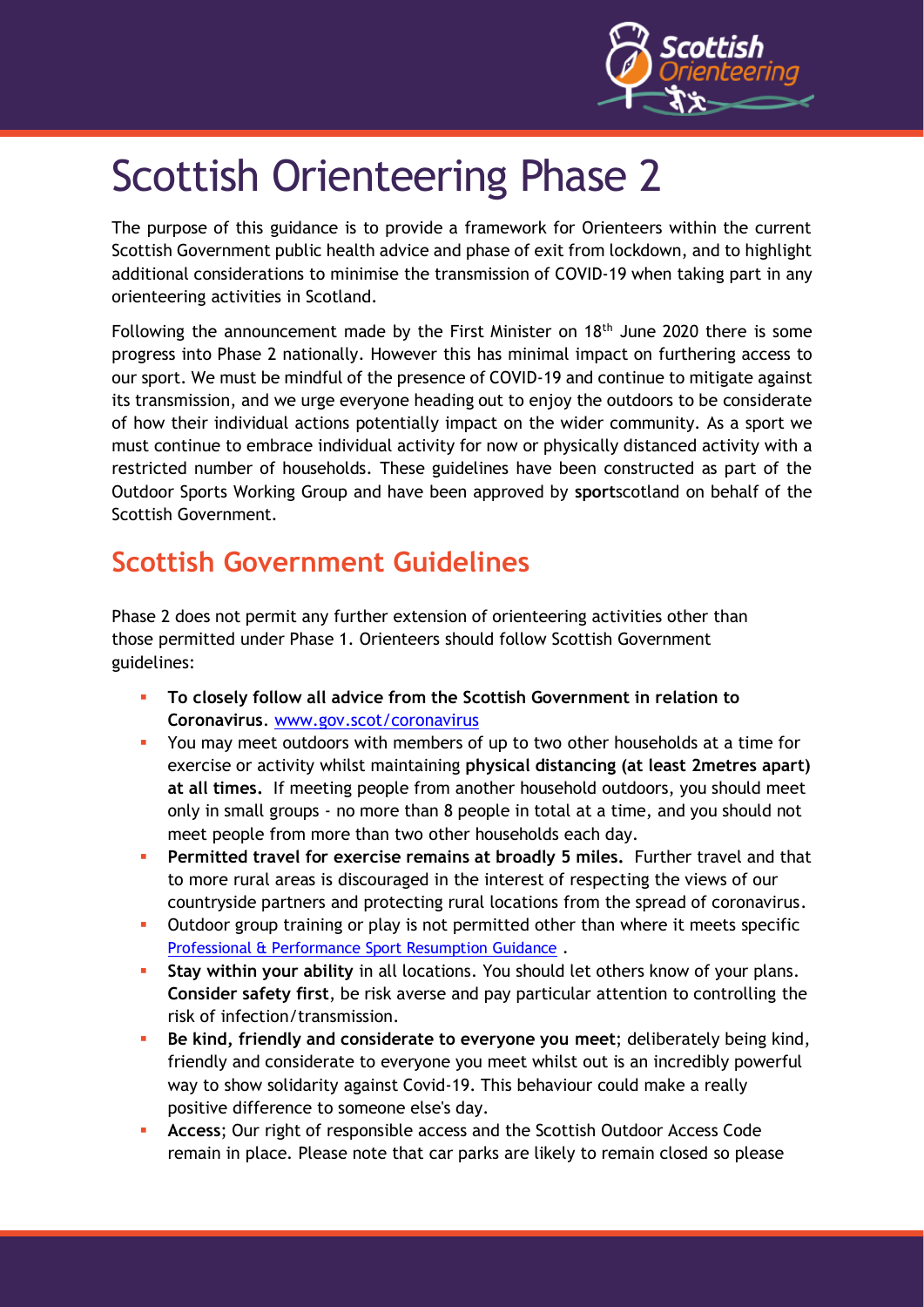# Scottish Orienteering Phase 2

The purpose of this guidance is to provide a framework for Orienteers within the current Scottish Government public health advice and phase of exit from lockdown, and to highlight additional considerations to minimise the transmission of COVID-19 when taking part in any orienteering activities in Scotland.

Following the announcement made by the First Minister on 18th June 2020 there is some progress into Phase 2 nationally. However this has minimal impact on furthering access to our sport. We must be mindful of the presence of COVID-19 and continue to mitigate against its transmission, and we urge everyone heading out to enjoy the outdoors to be considerate of how their individual actions potentially impact on the wider community. As a sport we must continue to embrace individual activity for now or physically distanced activity with a restricted number of households. These guidelines have been constructed as part of the Outdoor Sports Working Group and have been approved by **sport**scotland on behalf of the Scottish Government.

## Scottish Government Guidelines

Phase 2 does not permit any further extension of orienteering activities other than those permitted under Phase 1. Orienteers should follow Scottish Government guidelines:

- **To closely follow all advice from the Scottish Government in relation to Coronavirus**. [www.gov.scot/coronavirus](www.gov.scot/coronavirus)
- You may meet outdoors with members of up to two other households at a time for exercise or activity whilst maintaining **physical distancing (at least 2metres apart) at all times.** If meeting people from another household outdoors, you should meet only in small groups - no more than 8 people in total at a time, and you should not meet people from more than two other households each day.
- **Permitted travel for exercise remains at broadly 5 miles.** Further travel and that to more rural areas is discouraged in the interest of respecting the views of our countryside partners and protecting rural locations from the spread of coronavirus.
- Outdoor group training or play is not permitted other than where it meets specific Professional & Performance Sport Resumption Guidance .
- **Stay within your ability** in all locations. You should let others know of your plans. **Consider safety first**, be risk averse and pay particular attention to controlling the risk of infection/transmission.
- **Be kind, friendly and considerate to everyone you meet**; deliberately being kind, friendly and considerate to everyone you meet whilst out is an incredibly powerful way to show solidarity against Covid-19. This behaviour could make a really positive difference to someone else's day.
- **Access**; Our right of responsible access and the Scottish Outdoor Access Code remain in place. Please note that car parks are likely to remain closed so please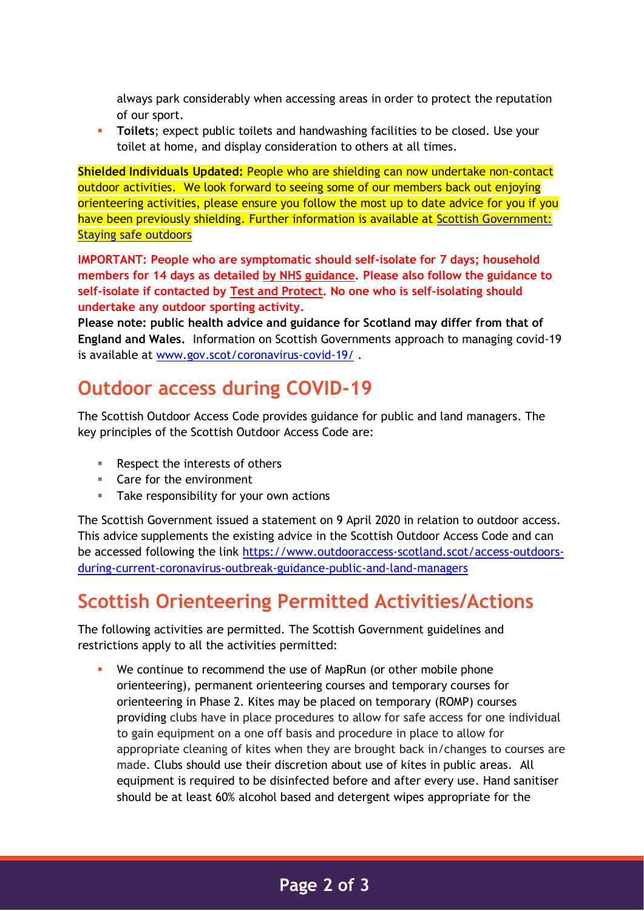always park considerably when accessing areas in order to protect the reputation of our sport.
- **Toilets**; expect public toilets and handwashing facilities to be closed. Use your toilet at home, and display consideration to others at all times.

**Shielded Individuals Updated:** People who are shielding can now undertake non-contact outdoor activities. We look forward to seeing some of our members back out enjoying orienteering activities, please ensure you follow the most up to date advice for you if you have been previously shielding. Further information is available at Scottish Government: Staying safe outdoors

**IMPORTANT: People who are symptomatic should self-isolate for 7 days; household members for 14 days as detailed by NHS guidance. Please also follow the guidance to self-isolate if contacted by Test and Protect. No one who is self-isolating should undertake any outdoor sporting activity.**

**Please note: public health advice and guidance for Scotland may differ from that of England and Wales.** Information on Scottish Governments approach to managing covid-19 is available at www.gov.scot/coronavirus-covid-19/ .

## Outdoor access during COVID-19

The Scottish Outdoor Access Code provides guidance for public and land managers. The key principles of the Scottish Outdoor Access Code are:

- Respect the interests of others
- Care for the environment
- Take responsibility for your own actions

The Scottish Government issued a statement on 9 April 2020 in relation to outdoor access. This advice supplements the existing advice in the Scottish Outdoor Access Code and can be accessed following the link https://www.outdooraccess-scotland.scot/access-outdoors-during-current-coronavirus-outbreak-guidance-public-and-land-managers

## Scottish Orienteering Permitted Activities/Actions

The following activities are permitted. The Scottish Government guidelines and restrictions apply to all the activities permitted:

- We continue to recommend the use of MapRun (or other mobile phone orienteering), permanent orienteering courses and temporary courses for orienteering in Phase 2. Kites may be placed on temporary (ROMP) courses providing clubs have in place procedures to allow for safe access for one individual to gain equipment on a one off basis and procedure in place to allow for appropriate cleaning of kites when they are brought back in/changes to courses are made. Clubs should use their discretion about use of kites in public areas. All equipment is required to be disinfected before and after every use. Hand sanitiser should be at least 60% alcohol based and detergent wipes appropriate for the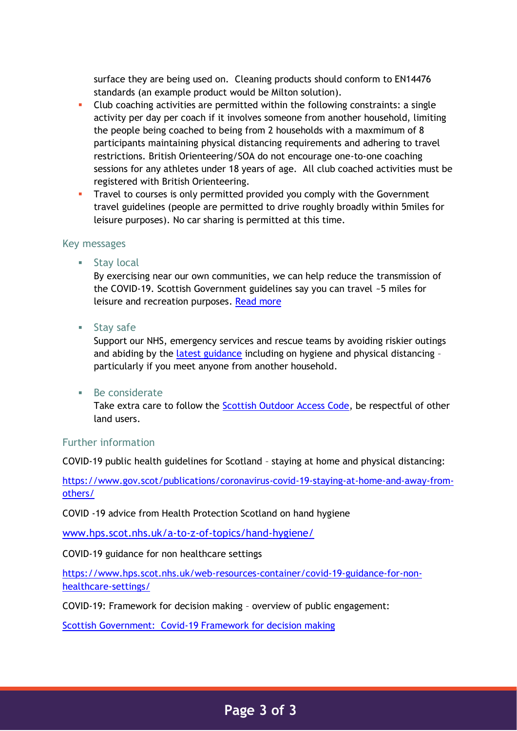surface they are being used on.  Cleaning products should conform to EN14476 standards (an example product would be Milton solution).

- Club coaching activities are permitted within the following constraints: a single activity per day per coach if it involves someone from another household, limiting the people being coached to being from 2 households with a maxmimum of 8 participants maintaining physical distancing requirements and adhering to travel restrictions. British Orienteering/SOA do not encourage one-to-one coaching sessions for any athletes under 18 years of age.  All club coached activities must be registered with British Orienteering.
- Travel to courses is only permitted provided you comply with the Government travel guidelines (people are permitted to drive roughly broadly within 5miles for leisure purposes). No car sharing is permitted at this time.

## Key messages

- **Stay local**
  By exercising near our own communities, we can help reduce the transmission of the COVID-19. Scottish Government guidelines say you can travel ~5 miles for leisure and recreation purposes. [Read more]

- **Stay safe**
  Support our NHS, emergency services and rescue teams by avoiding riskier outings and abiding by the [latest guidance] including on hygiene and physical distancing – particularly if you meet anyone from another household.

- **Be considerate**
  Take extra care to follow the [Scottish Outdoor Access Code], be respectful of other land users.

## Further information

COVID-19 public health guidelines for Scotland – staying at home and physical distancing:

https://www.gov.scot/publications/coronavirus-covid-19-staying-at-home-and-away-from-others/

COVID -19 advice from Health Protection Scotland on hand hygiene

www.hps.scot.nhs.uk/a-to-z-of-topics/hand-hygiene/

COVID-19 guidance for non healthcare settings

https://www.hps.scot.nhs.uk/web-resources-container/covid-19-guidance-for-non-healthcare-settings/

COVID-19: Framework for decision making – overview of public engagement:

Scottish Government:  Covid-19 Framework for decision making